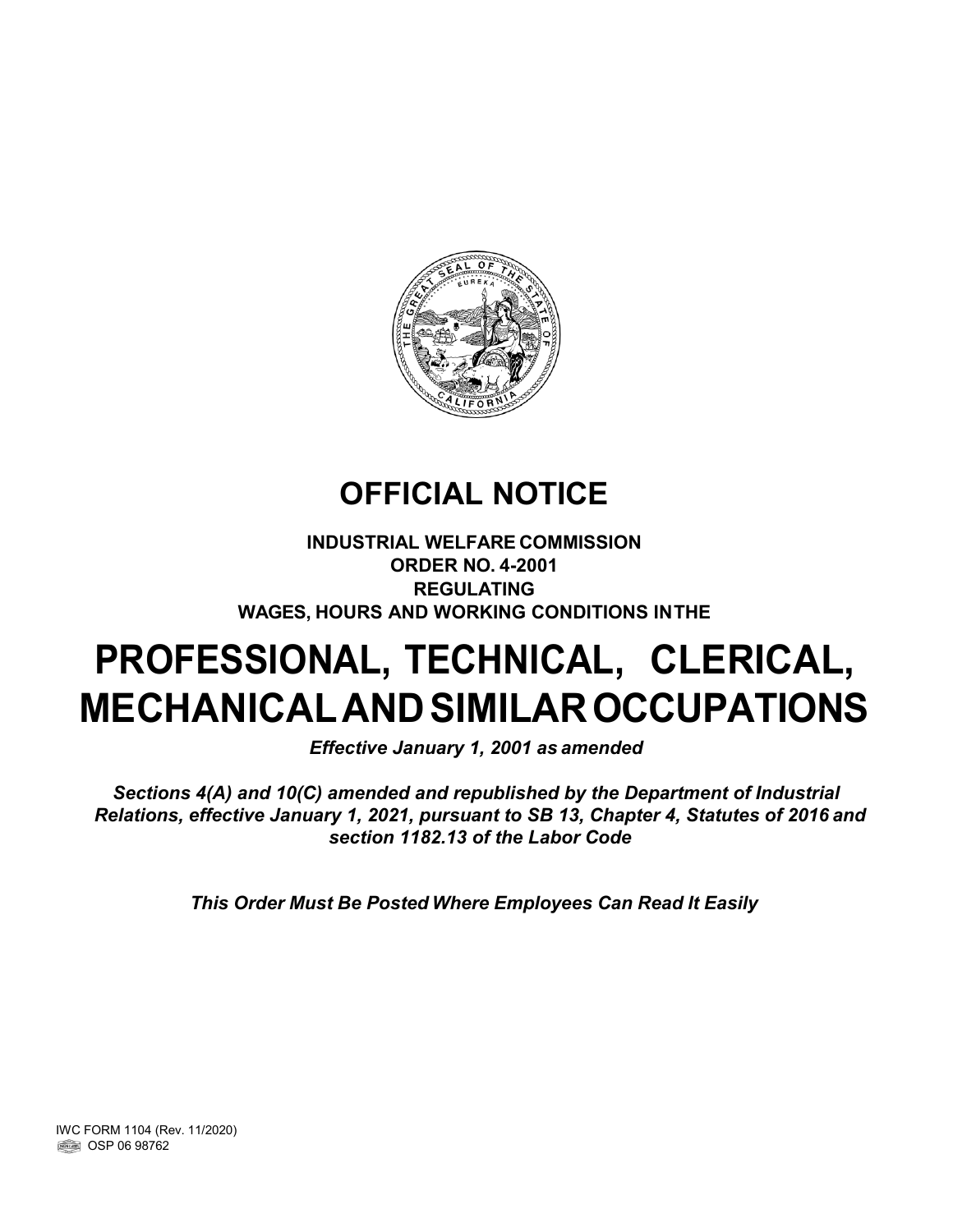# OFFICIAL NOTICE

**INDUSTRIAL WELFARE COMMISSION**
**ORDER NO. 4-2001**
**REGULATING**
**WAGES, HOURS AND WORKING CONDITIONS IN THE**

# PROFESSIONAL, TECHNICAL, CLERICAL, MECHANICAL AND SIMILAR OCCUPATIONS

***Effective January 1, 2001 as amended***

***Sections 4(A) and 10(C) amended and republished by the Department of Industrial Relations, effective January 1, 2021, pursuant to SB 13, Chapter 4, Statutes of 2016 and section 1182.13 of the Labor Code***

***This Order Must Be Posted Where Employees Can Read It Easily***

IWC FORM 1104 (Rev. 11/2020)
OSP 06 98762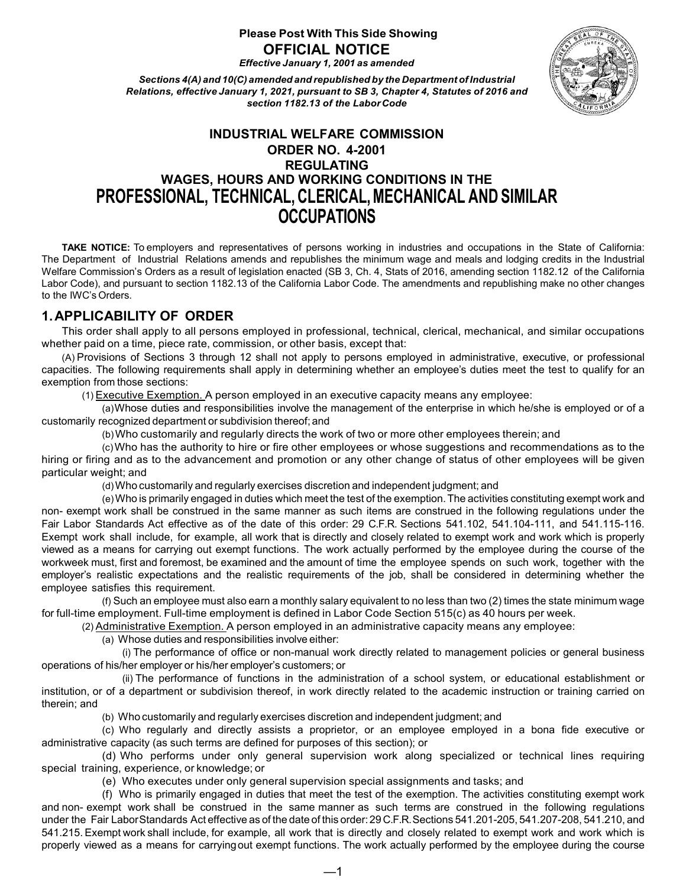**Please Post With This Side Showing**

**OFFICIAL NOTICE**

***Effective January 1, 2001 as amended***

***Sections 4(A) and 10(C) amended and republished by the Department of Industrial Relations, effective January 1, 2021, pursuant to SB 3, Chapter 4, Statutes of 2016 and section 1182.13 of the Labor Code***

# INDUSTRIAL WELFARE COMMISSION ORDER NO. 4-2001 REGULATING WAGES, HOURS AND WORKING CONDITIONS IN THE PROFESSIONAL, TECHNICAL, CLERICAL, MECHANICAL AND SIMILAR OCCUPATIONS

**TAKE NOTICE:** To employers and representatives of persons working in industries and occupations in the State of California: The Department of Industrial Relations amends and republishes the minimum wage and meals and lodging credits in the Industrial Welfare Commission's Orders as a result of legislation enacted (SB 3, Ch. 4, Stats of 2016, amending section 1182.12 of the California Labor Code), and pursuant to section 1182.13 of the California Labor Code. The amendments and republishing make no other changes to the IWC's Orders.

## 1. APPLICABILITY OF ORDER

This order shall apply to all persons employed in professional, technical, clerical, mechanical, and similar occupations whether paid on a time, piece rate, commission, or other basis, except that:

(A) Provisions of Sections 3 through 12 shall not apply to persons employed in administrative, executive, or professional capacities. The following requirements shall apply in determining whether an employee's duties meet the test to qualify for an exemption from those sections:

(1) Executive Exemption. A person employed in an executive capacity means any employee:

(a) Whose duties and responsibilities involve the management of the enterprise in which he/she is employed or of a customarily recognized department or subdivision thereof; and

(b) Who customarily and regularly directs the work of two or more other employees therein; and

(c) Who has the authority to hire or fire other employees or whose suggestions and recommendations as to the hiring or firing and as to the advancement and promotion or any other change of status of other employees will be given particular weight; and

(d) Who customarily and regularly exercises discretion and independent judgment; and

(e) Who is primarily engaged in duties which meet the test of the exemption. The activities constituting exempt work and non- exempt work shall be construed in the same manner as such items are construed in the following regulations under the Fair Labor Standards Act effective as of the date of this order: 29 C.F.R. Sections 541.102, 541.104-111, and 541.115-116. Exempt work shall include, for example, all work that is directly and closely related to exempt work and work which is properly viewed as a means for carrying out exempt functions. The work actually performed by the employee during the course of the workweek must, first and foremost, be examined and the amount of time the employee spends on such work, together with the employer's realistic expectations and the realistic requirements of the job, shall be considered in determining whether the employee satisfies this requirement.

(f) Such an employee must also earn a monthly salary equivalent to no less than two (2) times the state minimum wage for full-time employment. Full-time employment is defined in Labor Code Section 515(c) as 40 hours per week.

(2) Administrative Exemption. A person employed in an administrative capacity means any employee:

(a) Whose duties and responsibilities involve either:

(i) The performance of office or non-manual work directly related to management policies or general business operations of his/her employer or his/her employer's customers; or

(ii) The performance of functions in the administration of a school system, or educational establishment or institution, or of a department or subdivision thereof, in work directly related to the academic instruction or training carried on therein; and

(b) Who customarily and regularly exercises discretion and independent judgment; and

(c) Who regularly and directly assists a proprietor, or an employee employed in a bona fide executive or administrative capacity (as such terms are defined for purposes of this section); or

(d) Who performs under only general supervision work along specialized or technical lines requiring special training, experience, or knowledge; or

(e) Who executes under only general supervision special assignments and tasks; and

(f) Who is primarily engaged in duties that meet the test of the exemption. The activities constituting exempt work and non- exempt work shall be construed in the same manner as such terms are construed in the following regulations under the Fair Labor Standards Act effective as of the date of this order: 29 C.F.R. Sections 541.201-205, 541.207-208, 541.210, and 541.215. Exempt work shall include, for example, all work that is directly and closely related to exempt work and work which is properly viewed as a means for carrying out exempt functions. The work actually performed by the employee during the course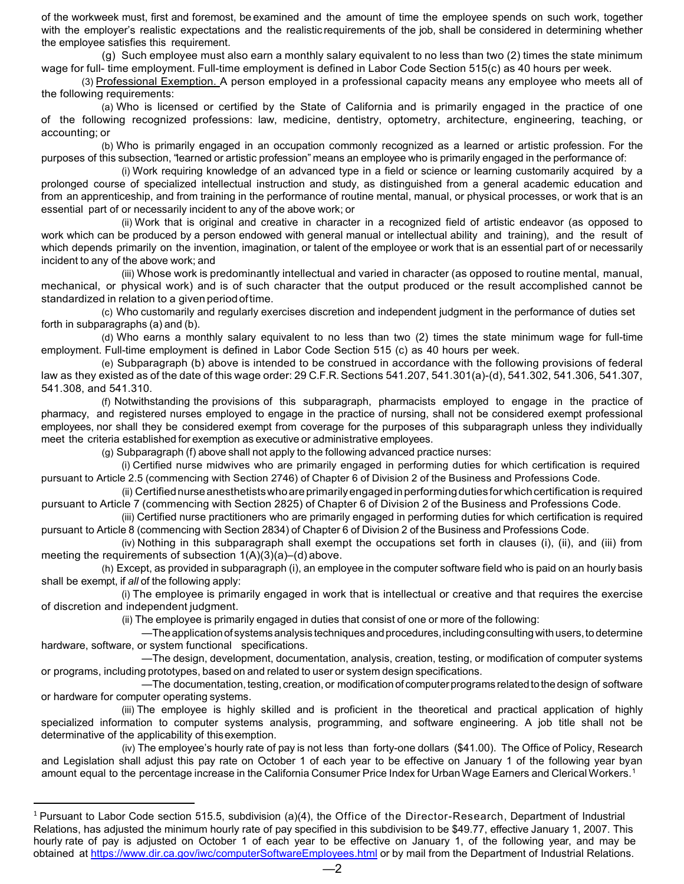of the workweek must, first and foremost, be examined and the amount of time the employee spends on such work, together with the employer's realistic expectations and the realistic requirements of the job, shall be considered in determining whether the employee satisfies this requirement.

(g) Such employee must also earn a monthly salary equivalent to no less than two (2) times the state minimum wage for full- time employment. Full-time employment is defined in Labor Code Section 515(c) as 40 hours per week.

(3) Professional Exemption. A person employed in a professional capacity means any employee who meets all of the following requirements:

(a) Who is licensed or certified by the State of California and is primarily engaged in the practice of one of the following recognized professions: law, medicine, dentistry, optometry, architecture, engineering, teaching, or accounting; or

(b) Who is primarily engaged in an occupation commonly recognized as a learned or artistic profession. For the purposes of this subsection, "learned or artistic profession" means an employee who is primarily engaged in the performance of:

(i) Work requiring knowledge of an advanced type in a field or science or learning customarily acquired by a prolonged course of specialized intellectual instruction and study, as distinguished from a general academic education and from an apprenticeship, and from training in the performance of routine mental, manual, or physical processes, or work that is an essential part of or necessarily incident to any of the above work; or

(ii) Work that is original and creative in character in a recognized field of artistic endeavor (as opposed to work which can be produced by a person endowed with general manual or intellectual ability and training), and the result of which depends primarily on the invention, imagination, or talent of the employee or work that is an essential part of or necessarily incident to any of the above work; and

(iii) Whose work is predominantly intellectual and varied in character (as opposed to routine mental, manual, mechanical, or physical work) and is of such character that the output produced or the result accomplished cannot be standardized in relation to a given period of time.

(c) Who customarily and regularly exercises discretion and independent judgment in the performance of duties set forth in subparagraphs (a) and (b).

(d) Who earns a monthly salary equivalent to no less than two (2) times the state minimum wage for full-time employment. Full-time employment is defined in Labor Code Section 515 (c) as 40 hours per week.

(e) Subparagraph (b) above is intended to be construed in accordance with the following provisions of federal law as they existed as of the date of this wage order: 29 C.F.R. Sections 541.207, 541.301(a)-(d), 541.302, 541.306, 541.307, 541.308, and 541.310.

(f) Notwithstanding the provisions of this subparagraph, pharmacists employed to engage in the practice of pharmacy, and registered nurses employed to engage in the practice of nursing, shall not be considered exempt professional employees, nor shall they be considered exempt from coverage for the purposes of this subparagraph unless they individually meet the criteria established for exemption as executive or administrative employees.

(g) Subparagraph (f) above shall not apply to the following advanced practice nurses:

(i) Certified nurse midwives who are primarily engaged in performing duties for which certification is required pursuant to Article 2.5 (commencing with Section 2746) of Chapter 6 of Division 2 of the Business and Professions Code.

(ii) Certified nurse anesthetists who are primarily engaged in performing duties for which certification is required pursuant to Article 7 (commencing with Section 2825) of Chapter 6 of Division 2 of the Business and Professions Code.

(iii) Certified nurse practitioners who are primarily engaged in performing duties for which certification is required pursuant to Article 8 (commencing with Section 2834) of Chapter 6 of Division 2 of the Business and Professions Code.

(iv) Nothing in this subparagraph shall exempt the occupations set forth in clauses (i), (ii), and (iii) from meeting the requirements of subsection 1(A)(3)(a)–(d) above.

(h) Except, as provided in subparagraph (i), an employee in the computer software field who is paid on an hourly basis shall be exempt, if *all* of the following apply:

(i) The employee is primarily engaged in work that is intellectual or creative and that requires the exercise of discretion and independent judgment.

(ii) The employee is primarily engaged in duties that consist of one or more of the following:

—The application of systems analysis techniques and procedures, including consulting with users, to determine hardware, software, or system functional specifications.

—The design, development, documentation, analysis, creation, testing, or modification of computer systems or programs, including prototypes, based on and related to user or system design specifications.

—The documentation, testing, creation, or modification of computer programs related to the design of software or hardware for computer operating systems.

(iii) The employee is highly skilled and is proficient in the theoretical and practical application of highly specialized information to computer systems analysis, programming, and software engineering. A job title shall not be determinative of the applicability of this exemption.

(iv) The employee's hourly rate of pay is not less than forty-one dollars ($41.00). The Office of Policy, Research and Legislation shall adjust this pay rate on October 1 of each year to be effective on January 1 of the following year byan amount equal to the percentage increase in the California Consumer Price Index for Urban Wage Earners and Clerical Workers.[1]

---

[1] Pursuant to Labor Code section 515.5, subdivision (a)(4), the Office of the Director-Research, Department of Industrial Relations, has adjusted the minimum hourly rate of pay specified in this subdivision to be $49.77, effective January 1, 2007. This hourly rate of pay is adjusted on October 1 of each year to be effective on January 1, of the following year, and may be obtained at [https://www.dir.ca.gov/iwc/computerSoftwareEmployees.html](https://www.dir.ca.gov/iwc/computerSoftwareEmployees.html) or by mail from the Department of Industrial Relations.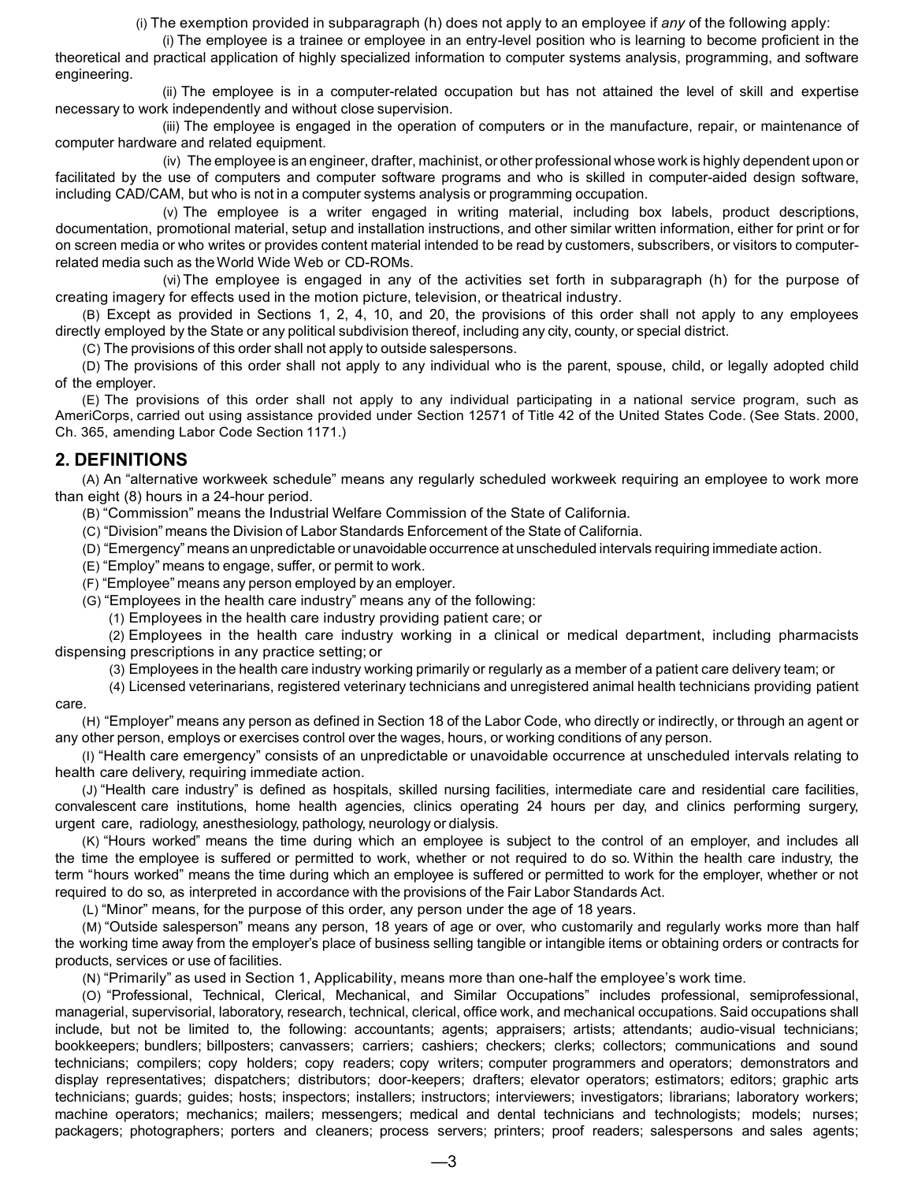(i) The exemption provided in subparagraph (h) does not apply to an employee if *any* of the following apply:

(i) The employee is a trainee or employee in an entry-level position who is learning to become proficient in the theoretical and practical application of highly specialized information to computer systems analysis, programming, and software engineering.

(ii) The employee is in a computer-related occupation but has not attained the level of skill and expertise necessary to work independently and without close supervision.

(iii) The employee is engaged in the operation of computers or in the manufacture, repair, or maintenance of computer hardware and related equipment.

(iv) The employee is an engineer, drafter, machinist, or other professional whose work is highly dependent upon or facilitated by the use of computers and computer software programs and who is skilled in computer-aided design software, including CAD/CAM, but who is not in a computer systems analysis or programming occupation.

(v) The employee is a writer engaged in writing material, including box labels, product descriptions, documentation, promotional material, setup and installation instructions, and other similar written information, either for print or for on screen media or who writes or provides content material intended to be read by customers, subscribers, or visitors to computer-related media such as the World Wide Web or CD-ROMs.

(vi) The employee is engaged in any of the activities set forth in subparagraph (h) for the purpose of creating imagery for effects used in the motion picture, television, or theatrical industry.

(B) Except as provided in Sections 1, 2, 4, 10, and 20, the provisions of this order shall not apply to any employees directly employed by the State or any political subdivision thereof, including any city, county, or special district.

(C) The provisions of this order shall not apply to outside salespersons.

(D) The provisions of this order shall not apply to any individual who is the parent, spouse, child, or legally adopted child of the employer.

(E) The provisions of this order shall not apply to any individual participating in a national service program, such as AmeriCorps, carried out using assistance provided under Section 12571 of Title 42 of the United States Code. (See Stats. 2000, Ch. 365, amending Labor Code Section 1171.)

## 2. DEFINITIONS

(A) An "alternative workweek schedule" means any regularly scheduled workweek requiring an employee to work more than eight (8) hours in a 24-hour period.

(B) "Commission" means the Industrial Welfare Commission of the State of California.

(C) "Division" means the Division of Labor Standards Enforcement of the State of California.

(D) "Emergency" means an unpredictable or unavoidable occurrence at unscheduled intervals requiring immediate action.

(E) "Employ" means to engage, suffer, or permit to work.

(F) "Employee" means any person employed by an employer.

(G) "Employees in the health care industry" means any of the following:

(1) Employees in the health care industry providing patient care; or

(2) Employees in the health care industry working in a clinical or medical department, including pharmacists dispensing prescriptions in any practice setting; or

(3) Employees in the health care industry working primarily or regularly as a member of a patient care delivery team; or

(4) Licensed veterinarians, registered veterinary technicians and unregistered animal health technicians providing patient care.

(H) "Employer" means any person as defined in Section 18 of the Labor Code, who directly or indirectly, or through an agent or any other person, employs or exercises control over the wages, hours, or working conditions of any person.

(I) "Health care emergency" consists of an unpredictable or unavoidable occurrence at unscheduled intervals relating to health care delivery, requiring immediate action.

(J) "Health care industry" is defined as hospitals, skilled nursing facilities, intermediate care and residential care facilities, convalescent care institutions, home health agencies, clinics operating 24 hours per day, and clinics performing surgery, urgent care, radiology, anesthesiology, pathology, neurology or dialysis.

(K) "Hours worked" means the time during which an employee is subject to the control of an employer, and includes all the time the employee is suffered or permitted to work, whether or not required to do so. Within the health care industry, the term "hours worked" means the time during which an employee is suffered or permitted to work for the employer, whether or not required to do so, as interpreted in accordance with the provisions of the Fair Labor Standards Act.

(L) "Minor" means, for the purpose of this order, any person under the age of 18 years.

(M) "Outside salesperson" means any person, 18 years of age or over, who customarily and regularly works more than half the working time away from the employer's place of business selling tangible or intangible items or obtaining orders or contracts for products, services or use of facilities.

(N) "Primarily" as used in Section 1, Applicability, means more than one-half the employee's work time.

(O) "Professional, Technical, Clerical, Mechanical, and Similar Occupations" includes professional, semiprofessional, managerial, supervisorial, laboratory, research, technical, clerical, office work, and mechanical occupations. Said occupations shall include, but not be limited to, the following: accountants; agents; appraisers; artists; attendants; audio-visual technicians; bookkeepers; bundlers; billposters; canvassers; carriers; cashiers; checkers; clerks; collectors; communications and sound technicians; compilers; copy holders; copy readers; copy writers; computer programmers and operators; demonstrators and display representatives; dispatchers; distributors; door-keepers; drafters; elevator operators; estimators; editors; graphic arts technicians; guards; guides; hosts; inspectors; installers; instructors; interviewers; investigators; librarians; laboratory workers; machine operators; mechanics; mailers; messengers; medical and dental technicians and technologists; models; nurses; packagers; photographers; porters and cleaners; process servers; printers; proof readers; salespersons and sales agents;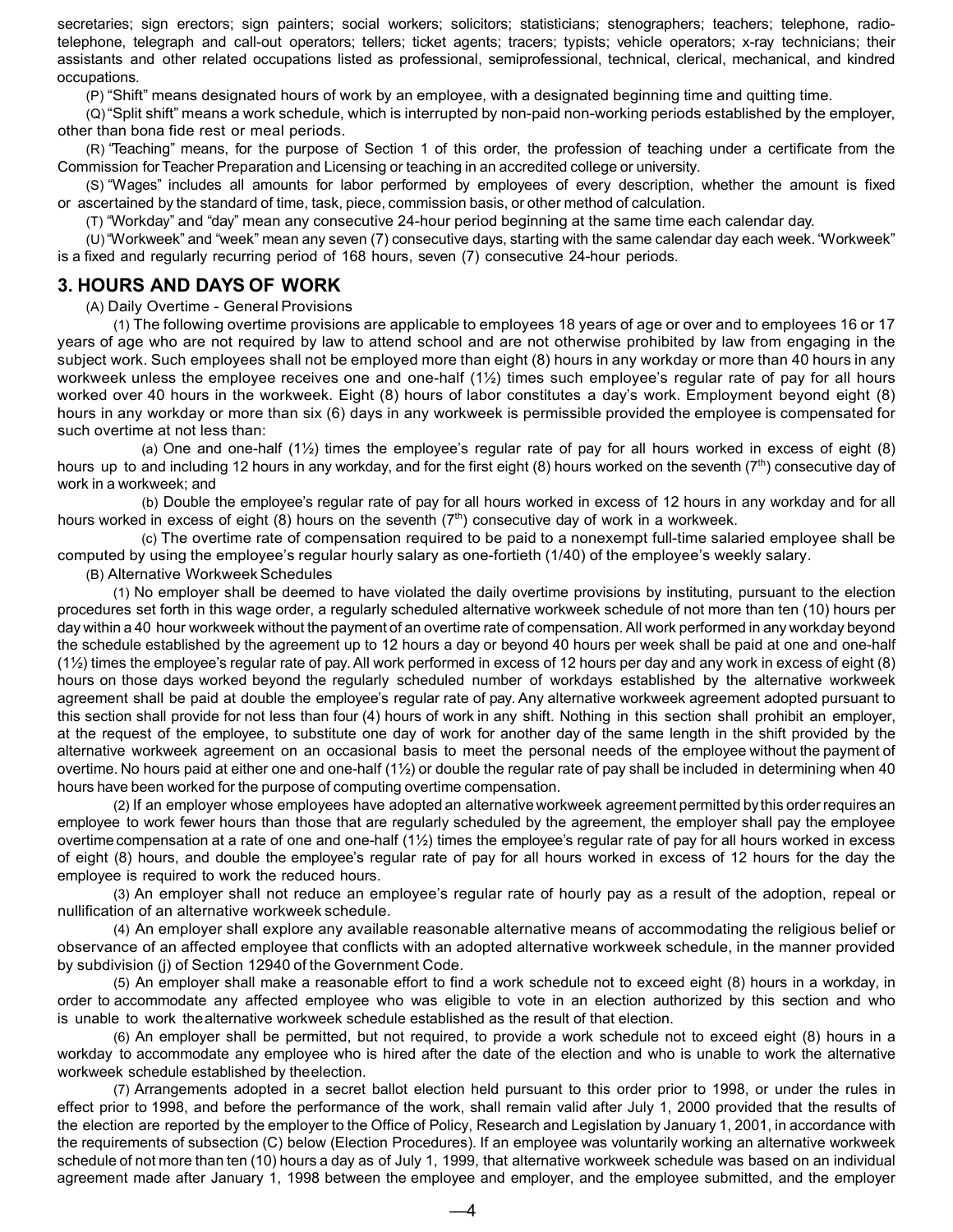secretaries; sign erectors; sign painters; social workers; solicitors; statisticians; stenographers; teachers; telephone, radio-telephone, telegraph and call-out operators; tellers; ticket agents; tracers; typists; vehicle operators; x-ray technicians; their assistants and other related occupations listed as professional, semiprofessional, technical, clerical, mechanical, and kindred occupations.

(P) "Shift" means designated hours of work by an employee, with a designated beginning time and quitting time.

(Q) "Split shift" means a work schedule, which is interrupted by non-paid non-working periods established by the employer, other than bona fide rest or meal periods.

(R) "Teaching" means, for the purpose of Section 1 of this order, the profession of teaching under a certificate from the Commission for Teacher Preparation and Licensing or teaching in an accredited college or university.

(S) "Wages" includes all amounts for labor performed by employees of every description, whether the amount is fixed or ascertained by the standard of time, task, piece, commission basis, or other method of calculation.

(T) "Workday" and "day" mean any consecutive 24-hour period beginning at the same time each calendar day.

(U) "Workweek" and "week" mean any seven (7) consecutive days, starting with the same calendar day each week. "Workweek" is a fixed and regularly recurring period of 168 hours, seven (7) consecutive 24-hour periods.

## 3. HOURS AND DAYS OF WORK

(A) Daily Overtime - General Provisions

(1) The following overtime provisions are applicable to employees 18 years of age or over and to employees 16 or 17 years of age who are not required by law to attend school and are not otherwise prohibited by law from engaging in the subject work. Such employees shall not be employed more than eight (8) hours in any workday or more than 40 hours in any workweek unless the employee receives one and one-half (1½) times such employee's regular rate of pay for all hours worked over 40 hours in the workweek. Eight (8) hours of labor constitutes a day's work. Employment beyond eight (8) hours in any workday or more than six (6) days in any workweek is permissible provided the employee is compensated for such overtime at not less than:

(a) One and one-half (1½) times the employee's regular rate of pay for all hours worked in excess of eight (8) hours up to and including 12 hours in any workday, and for the first eight (8) hours worked on the seventh (7th) consecutive day of work in a workweek; and

(b) Double the employee's regular rate of pay for all hours worked in excess of 12 hours in any workday and for all hours worked in excess of eight (8) hours on the seventh (7th) consecutive day of work in a workweek.

(c) The overtime rate of compensation required to be paid to a nonexempt full-time salaried employee shall be computed by using the employee's regular hourly salary as one-fortieth (1/40) of the employee's weekly salary.

(B) Alternative Workweek Schedules

(1) No employer shall be deemed to have violated the daily overtime provisions by instituting, pursuant to the election procedures set forth in this wage order, a regularly scheduled alternative workweek schedule of not more than ten (10) hours per day within a 40 hour workweek without the payment of an overtime rate of compensation. All work performed in any workday beyond the schedule established by the agreement up to 12 hours a day or beyond 40 hours per week shall be paid at one and one-half (1½) times the employee's regular rate of pay. All work performed in excess of 12 hours per day and any work in excess of eight (8) hours on those days worked beyond the regularly scheduled number of workdays established by the alternative workweek agreement shall be paid at double the employee's regular rate of pay. Any alternative workweek agreement adopted pursuant to this section shall provide for not less than four (4) hours of work in any shift. Nothing in this section shall prohibit an employer, at the request of the employee, to substitute one day of work for another day of the same length in the shift provided by the alternative workweek agreement on an occasional basis to meet the personal needs of the employee without the payment of overtime. No hours paid at either one and one-half (1½) or double the regular rate of pay shall be included in determining when 40 hours have been worked for the purpose of computing overtime compensation.

(2) If an employer whose employees have adopted an alternative workweek agreement permitted by this order requires an employee to work fewer hours than those that are regularly scheduled by the agreement, the employer shall pay the employee overtime compensation at a rate of one and one-half (1½) times the employee's regular rate of pay for all hours worked in excess of eight (8) hours, and double the employee's regular rate of pay for all hours worked in excess of 12 hours for the day the employee is required to work the reduced hours.

(3) An employer shall not reduce an employee's regular rate of hourly pay as a result of the adoption, repeal or nullification of an alternative workweek schedule.

(4) An employer shall explore any available reasonable alternative means of accommodating the religious belief or observance of an affected employee that conflicts with an adopted alternative workweek schedule, in the manner provided by subdivision (j) of Section 12940 of the Government Code.

(5) An employer shall make a reasonable effort to find a work schedule not to exceed eight (8) hours in a workday, in order to accommodate any affected employee who was eligible to vote in an election authorized by this section and who is unable to work the alternative workweek schedule established as the result of that election.

(6) An employer shall be permitted, but not required, to provide a work schedule not to exceed eight (8) hours in a workday to accommodate any employee who is hired after the date of the election and who is unable to work the alternative workweek schedule established by the election.

(7) Arrangements adopted in a secret ballot election held pursuant to this order prior to 1998, or under the rules in effect prior to 1998, and before the performance of the work, shall remain valid after July 1, 2000 provided that the results of the election are reported by the employer to the Office of Policy, Research and Legislation by January 1, 2001, in accordance with the requirements of subsection (C) below (Election Procedures). If an employee was voluntarily working an alternative workweek schedule of not more than ten (10) hours a day as of July 1, 1999, that alternative workweek schedule was based on an individual agreement made after January 1, 1998 between the employee and employer, and the employee submitted, and the employer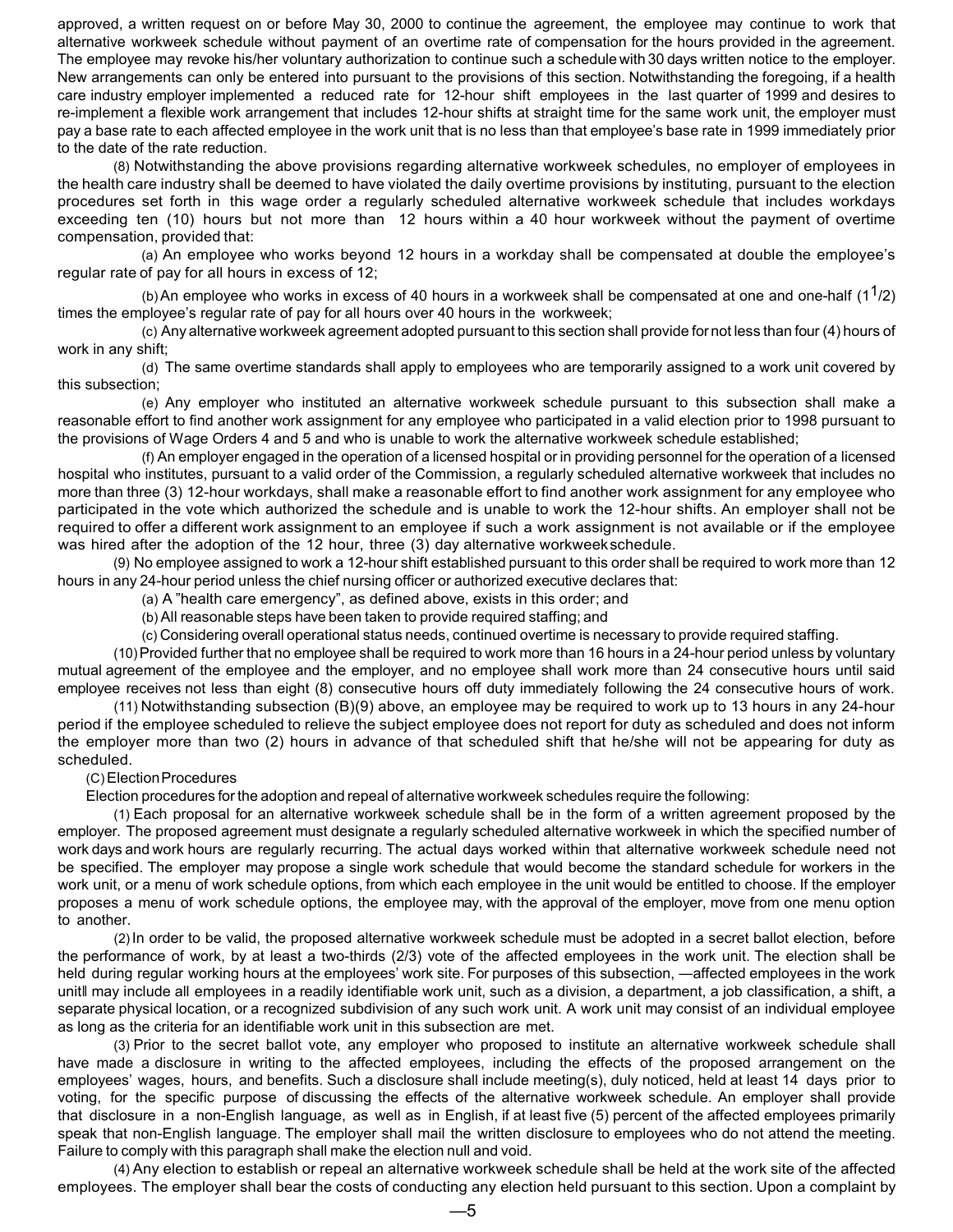approved, a written request on or before May 30, 2000 to continue the agreement, the employee may continue to work that alternative workweek schedule without payment of an overtime rate of compensation for the hours provided in the agreement. The employee may revoke his/her voluntary authorization to continue such a schedule with 30 days written notice to the employer. New arrangements can only be entered into pursuant to the provisions of this section. Notwithstanding the foregoing, if a health care industry employer implemented a reduced rate for 12-hour shift employees in the last quarter of 1999 and desires to re-implement a flexible work arrangement that includes 12-hour shifts at straight time for the same work unit, the employer must pay a base rate to each affected employee in the work unit that is no less than that employee's base rate in 1999 immediately prior to the date of the rate reduction.

(8) Notwithstanding the above provisions regarding alternative workweek schedules, no employer of employees in the health care industry shall be deemed to have violated the daily overtime provisions by instituting, pursuant to the election procedures set forth in this wage order a regularly scheduled alternative workweek schedule that includes workdays exceeding ten (10) hours but not more than 12 hours within a 40 hour workweek without the payment of overtime compensation, provided that:

(a) An employee who works beyond 12 hours in a workday shall be compensated at double the employee's regular rate of pay for all hours in excess of 12;

(b) An employee who works in excess of 40 hours in a workweek shall be compensated at one and one-half ($1^1/2$) times the employee's regular rate of pay for all hours over 40 hours in the workweek;

(c) Any alternative workweek agreement adopted pursuant to this section shall provide for not less than four (4) hours of work in any shift;

(d) The same overtime standards shall apply to employees who are temporarily assigned to a work unit covered by this subsection;

(e) Any employer who instituted an alternative workweek schedule pursuant to this subsection shall make a reasonable effort to find another work assignment for any employee who participated in a valid election prior to 1998 pursuant to the provisions of Wage Orders 4 and 5 and who is unable to work the alternative workweek schedule established;

(f) An employer engaged in the operation of a licensed hospital or in providing personnel for the operation of a licensed hospital who institutes, pursuant to a valid order of the Commission, a regularly scheduled alternative workweek that includes no more than three (3) 12-hour workdays, shall make a reasonable effort to find another work assignment for any employee who participated in the vote which authorized the schedule and is unable to work the 12-hour shifts. An employer shall not be required to offer a different work assignment to an employee if such a work assignment is not available or if the employee was hired after the adoption of the 12 hour, three (3) day alternative workweek schedule.

(9) No employee assigned to work a 12-hour shift established pursuant to this order shall be required to work more than 12 hours in any 24-hour period unless the chief nursing officer or authorized executive declares that:

(a) A "health care emergency", as defined above, exists in this order; and

(b) All reasonable steps have been taken to provide required staffing; and

(c) Considering overall operational status needs, continued overtime is necessary to provide required staffing.

(10) Provided further that no employee shall be required to work more than 16 hours in a 24-hour period unless by voluntary mutual agreement of the employee and the employer, and no employee shall work more than 24 consecutive hours until said employee receives not less than eight (8) consecutive hours off duty immediately following the 24 consecutive hours of work.

(11) Notwithstanding subsection (B)(9) above, an employee may be required to work up to 13 hours in any 24-hour period if the employee scheduled to relieve the subject employee does not report for duty as scheduled and does not inform the employer more than two (2) hours in advance of that scheduled shift that he/she will not be appearing for duty as scheduled.

(C) Election Procedures

Election procedures for the adoption and repeal of alternative workweek schedules require the following:

(1) Each proposal for an alternative workweek schedule shall be in the form of a written agreement proposed by the employer. The proposed agreement must designate a regularly scheduled alternative workweek in which the specified number of work days and work hours are regularly recurring. The actual days worked within that alternative workweek schedule need not be specified. The employer may propose a single work schedule that would become the standard schedule for workers in the work unit, or a menu of work schedule options, from which each employee in the unit would be entitled to choose. If the employer proposes a menu of work schedule options, the employee may, with the approval of the employer, move from one menu option to another.

(2) In order to be valid, the proposed alternative workweek schedule must be adopted in a secret ballot election, before the performance of work, by at least a two-thirds (2/3) vote of the affected employees in the work unit. The election shall be held during regular working hours at the employees' work site. For purposes of this subsection, —affected employees in the work unit‖ may include all employees in a readily identifiable work unit, such as a division, a department, a job classification, a shift, a separate physical location, or a recognized subdivision of any such work unit. A work unit may consist of an individual employee as long as the criteria for an identifiable work unit in this subsection are met.

(3) Prior to the secret ballot vote, any employer who proposed to institute an alternative workweek schedule shall have made a disclosure in writing to the affected employees, including the effects of the proposed arrangement on the employees' wages, hours, and benefits. Such a disclosure shall include meeting(s), duly noticed, held at least 14 days prior to voting, for the specific purpose of discussing the effects of the alternative workweek schedule. An employer shall provide that disclosure in a non-English language, as well as in English, if at least five (5) percent of the affected employees primarily speak that non-English language. The employer shall mail the written disclosure to employees who do not attend the meeting. Failure to comply with this paragraph shall make the election null and void.

(4) Any election to establish or repeal an alternative workweek schedule shall be held at the work site of the affected employees. The employer shall bear the costs of conducting any election held pursuant to this section. Upon a complaint by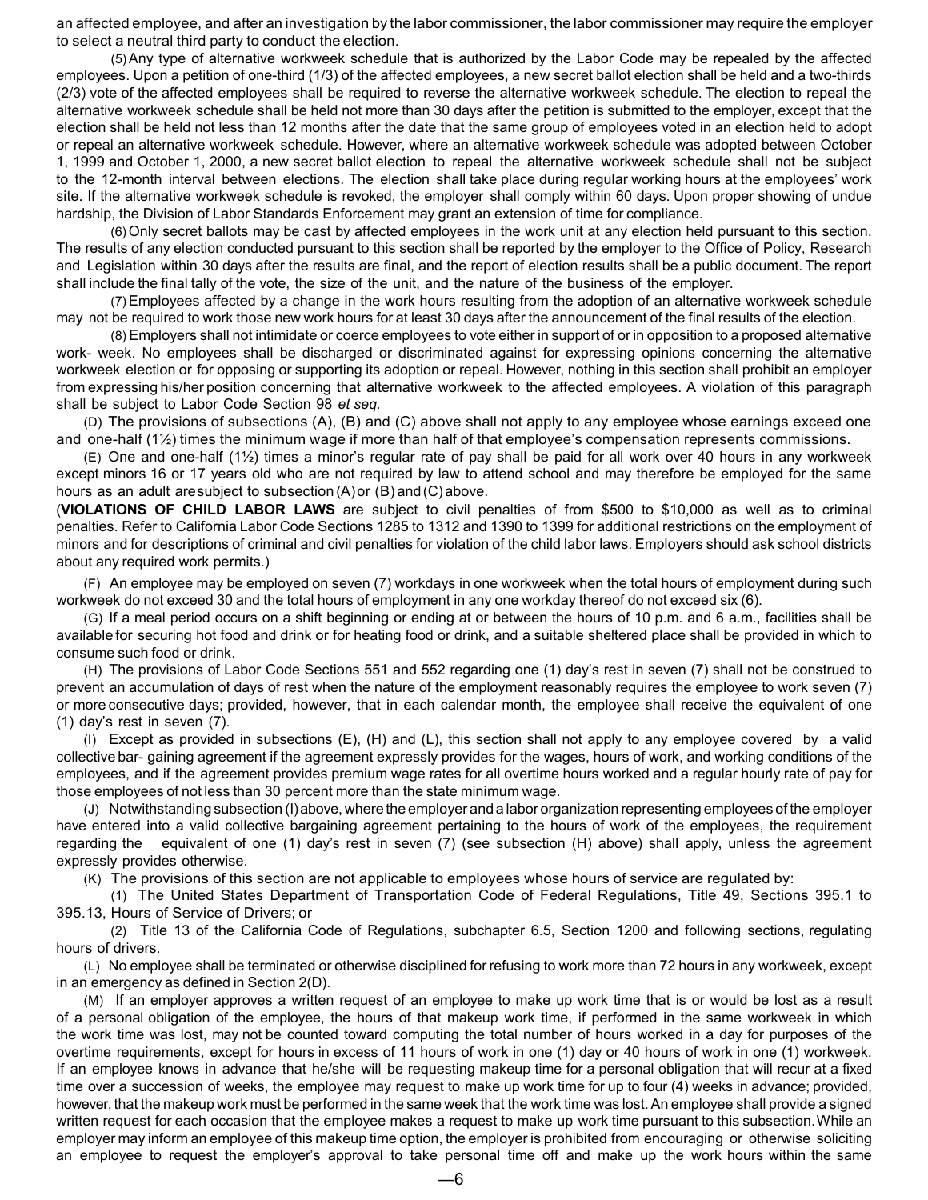an affected employee, and after an investigation by the labor commissioner, the labor commissioner may require the employer to select a neutral third party to conduct the election.

(5) Any type of alternative workweek schedule that is authorized by the Labor Code may be repealed by the affected employees. Upon a petition of one-third (1/3) of the affected employees, a new secret ballot election shall be held and a two-thirds (2/3) vote of the affected employees shall be required to reverse the alternative workweek schedule. The election to repeal the alternative workweek schedule shall be held not more than 30 days after the petition is submitted to the employer, except that the election shall be held not less than 12 months after the date that the same group of employees voted in an election held to adopt or repeal an alternative workweek schedule. However, where an alternative workweek schedule was adopted between October 1, 1999 and October 1, 2000, a new secret ballot election to repeal the alternative workweek schedule shall not be subject to the 12-month interval between elections. The election shall take place during regular working hours at the employees' work site. If the alternative workweek schedule is revoked, the employer shall comply within 60 days. Upon proper showing of undue hardship, the Division of Labor Standards Enforcement may grant an extension of time for compliance.

(6) Only secret ballots may be cast by affected employees in the work unit at any election held pursuant to this section. The results of any election conducted pursuant to this section shall be reported by the employer to the Office of Policy, Research and Legislation within 30 days after the results are final, and the report of election results shall be a public document. The report shall include the final tally of the vote, the size of the unit, and the nature of the business of the employer.

(7) Employees affected by a change in the work hours resulting from the adoption of an alternative workweek schedule may not be required to work those new work hours for at least 30 days after the announcement of the final results of the election.

(8) Employers shall not intimidate or coerce employees to vote either in support of or in opposition to a proposed alternative work- week. No employees shall be discharged or discriminated against for expressing opinions concerning the alternative workweek election or for opposing or supporting its adoption or repeal. However, nothing in this section shall prohibit an employer from expressing his/her position concerning that alternative workweek to the affected employees. A violation of this paragraph shall be subject to Labor Code Section 98 *et seq.*

(D) The provisions of subsections (A), (B) and (C) above shall not apply to any employee whose earnings exceed one and one-half (1½) times the minimum wage if more than half of that employee's compensation represents commissions.

(E) One and one-half (1½) times a minor's regular rate of pay shall be paid for all work over 40 hours in any workweek except minors 16 or 17 years old who are not required by law to attend school and may therefore be employed for the same hours as an adult are subject to subsection (A) or (B) and (C) above.

(**VIOLATIONS OF CHILD LABOR LAWS** are subject to civil penalties of from $500 to $10,000 as well as to criminal penalties. Refer to California Labor Code Sections 1285 to 1312 and 1390 to 1399 for additional restrictions on the employment of minors and for descriptions of criminal and civil penalties for violation of the child labor laws. Employers should ask school districts about any required work permits.)

(F) An employee may be employed on seven (7) workdays in one workweek when the total hours of employment during such workweek do not exceed 30 and the total hours of employment in any one workday thereof do not exceed six (6).

(G) If a meal period occurs on a shift beginning or ending at or between the hours of 10 p.m. and 6 a.m., facilities shall be available for securing hot food and drink or for heating food or drink, and a suitable sheltered place shall be provided in which to consume such food or drink.

(H) The provisions of Labor Code Sections 551 and 552 regarding one (1) day's rest in seven (7) shall not be construed to prevent an accumulation of days of rest when the nature of the employment reasonably requires the employee to work seven (7) or more consecutive days; provided, however, that in each calendar month, the employee shall receive the equivalent of one (1) day's rest in seven (7).

(I) Except as provided in subsections (E), (H) and (L), this section shall not apply to any employee covered by a valid collective bar- gaining agreement if the agreement expressly provides for the wages, hours of work, and working conditions of the employees, and if the agreement provides premium wage rates for all overtime hours worked and a regular hourly rate of pay for those employees of not less than 30 percent more than the state minimum wage.

(J) Notwithstanding subsection (I) above, where the employer and a labor organization representing employees of the employer have entered into a valid collective bargaining agreement pertaining to the hours of work of the employees, the requirement regarding the equivalent of one (1) day's rest in seven (7) (see subsection (H) above) shall apply, unless the agreement expressly provides otherwise.

(K) The provisions of this section are not applicable to employees whose hours of service are regulated by:

(1) The United States Department of Transportation Code of Federal Regulations, Title 49, Sections 395.1 to 395.13, Hours of Service of Drivers; or

(2) Title 13 of the California Code of Regulations, subchapter 6.5, Section 1200 and following sections, regulating hours of drivers.

(L) No employee shall be terminated or otherwise disciplined for refusing to work more than 72 hours in any workweek, except in an emergency as defined in Section 2(D).

(M) If an employer approves a written request of an employee to make up work time that is or would be lost as a result of a personal obligation of the employee, the hours of that makeup work time, if performed in the same workweek in which the work time was lost, may not be counted toward computing the total number of hours worked in a day for purposes of the overtime requirements, except for hours in excess of 11 hours of work in one (1) day or 40 hours of work in one (1) workweek. If an employee knows in advance that he/she will be requesting makeup time for a personal obligation that will recur at a fixed time over a succession of weeks, the employee may request to make up work time for up to four (4) weeks in advance; provided, however, that the makeup work must be performed in the same week that the work time was lost. An employee shall provide a signed written request for each occasion that the employee makes a request to make up work time pursuant to this subsection. While an employer may inform an employee of this makeup time option, the employer is prohibited from encouraging or otherwise soliciting an employee to request the employer's approval to take personal time off and make up the work hours within the same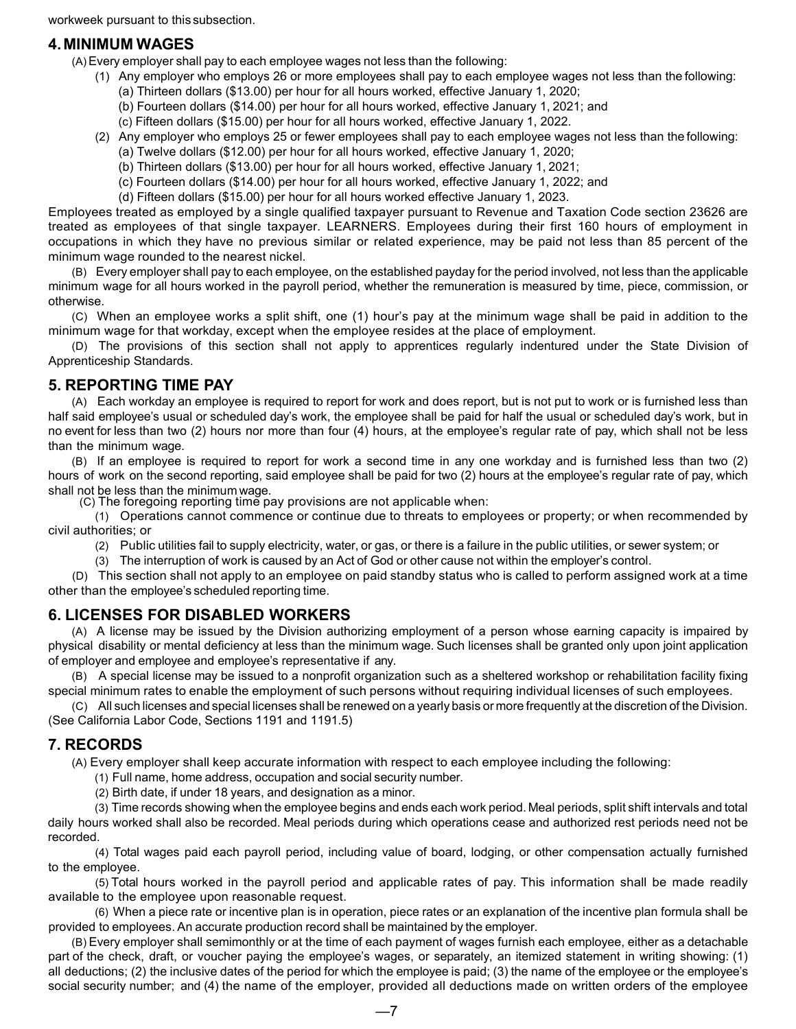workweek pursuant to this subsection.

## 4. MINIMUM WAGES

(A) Every employer shall pay to each employee wages not less than the following:

(1) Any employer who employs 26 or more employees shall pay to each employee wages not less than the following:

(a) Thirteen dollars ($13.00) per hour for all hours worked, effective January 1, 2020;

(b) Fourteen dollars ($14.00) per hour for all hours worked, effective January 1, 2021; and

(c) Fifteen dollars ($15.00) per hour for all hours worked, effective January 1, 2022.

(2) Any employer who employs 25 or fewer employees shall pay to each employee wages not less than the following:

(a) Twelve dollars ($12.00) per hour for all hours worked, effective January 1, 2020;

(b) Thirteen dollars ($13.00) per hour for all hours worked, effective January 1, 2021;

(c) Fourteen dollars ($14.00) per hour for all hours worked, effective January 1, 2022; and

(d) Fifteen dollars ($15.00) per hour for all hours worked effective January 1, 2023.

Employees treated as employed by a single qualified taxpayer pursuant to Revenue and Taxation Code section 23626 are treated as employees of that single taxpayer. LEARNERS. Employees during their first 160 hours of employment in occupations in which they have no previous similar or related experience, may be paid not less than 85 percent of the minimum wage rounded to the nearest nickel.

(B) Every employer shall pay to each employee, on the established payday for the period involved, not less than the applicable minimum wage for all hours worked in the payroll period, whether the remuneration is measured by time, piece, commission, or otherwise.

(C) When an employee works a split shift, one (1) hour's pay at the minimum wage shall be paid in addition to the minimum wage for that workday, except when the employee resides at the place of employment.

(D) The provisions of this section shall not apply to apprentices regularly indentured under the State Division of Apprenticeship Standards.

## 5. REPORTING TIME PAY

(A) Each workday an employee is required to report for work and does report, but is not put to work or is furnished less than half said employee's usual or scheduled day's work, the employee shall be paid for half the usual or scheduled day's work, but in no event for less than two (2) hours nor more than four (4) hours, at the employee's regular rate of pay, which shall not be less than the minimum wage.

(B) If an employee is required to report for work a second time in any one workday and is furnished less than two (2) hours of work on the second reporting, said employee shall be paid for two (2) hours at the employee's regular rate of pay, which shall not be less than the minimum wage.

(C) The foregoing reporting time pay provisions are not applicable when:

(1) Operations cannot commence or continue due to threats to employees or property; or when recommended by civil authorities; or

(2) Public utilities fail to supply electricity, water, or gas, or there is a failure in the public utilities, or sewer system; or

(3) The interruption of work is caused by an Act of God or other cause not within the employer's control.

(D) This section shall not apply to an employee on paid standby status who is called to perform assigned work at a time other than the employee's scheduled reporting time.

## 6. LICENSES FOR DISABLED WORKERS

(A) A license may be issued by the Division authorizing employment of a person whose earning capacity is impaired by physical disability or mental deficiency at less than the minimum wage. Such licenses shall be granted only upon joint application of employer and employee and employee's representative if any.

(B) A special license may be issued to a nonprofit organization such as a sheltered workshop or rehabilitation facility fixing special minimum rates to enable the employment of such persons without requiring individual licenses of such employees.

(C) All such licenses and special licenses shall be renewed on a yearly basis or more frequently at the discretion of the Division. (See California Labor Code, Sections 1191 and 1191.5)

## 7. RECORDS

(A) Every employer shall keep accurate information with respect to each employee including the following:

(1) Full name, home address, occupation and social security number.

(2) Birth date, if under 18 years, and designation as a minor.

(3) Time records showing when the employee begins and ends each work period. Meal periods, split shift intervals and total daily hours worked shall also be recorded. Meal periods during which operations cease and authorized rest periods need not be recorded.

(4) Total wages paid each payroll period, including value of board, lodging, or other compensation actually furnished to the employee.

(5) Total hours worked in the payroll period and applicable rates of pay. This information shall be made readily available to the employee upon reasonable request.

(6) When a piece rate or incentive plan is in operation, piece rates or an explanation of the incentive plan formula shall be provided to employees. An accurate production record shall be maintained by the employer.

(B) Every employer shall semimonthly or at the time of each payment of wages furnish each employee, either as a detachable part of the check, draft, or voucher paying the employee's wages, or separately, an itemized statement in writing showing: (1) all deductions; (2) the inclusive dates of the period for which the employee is paid; (3) the name of the employee or the employee's social security number; and (4) the name of the employer, provided all deductions made on written orders of the employee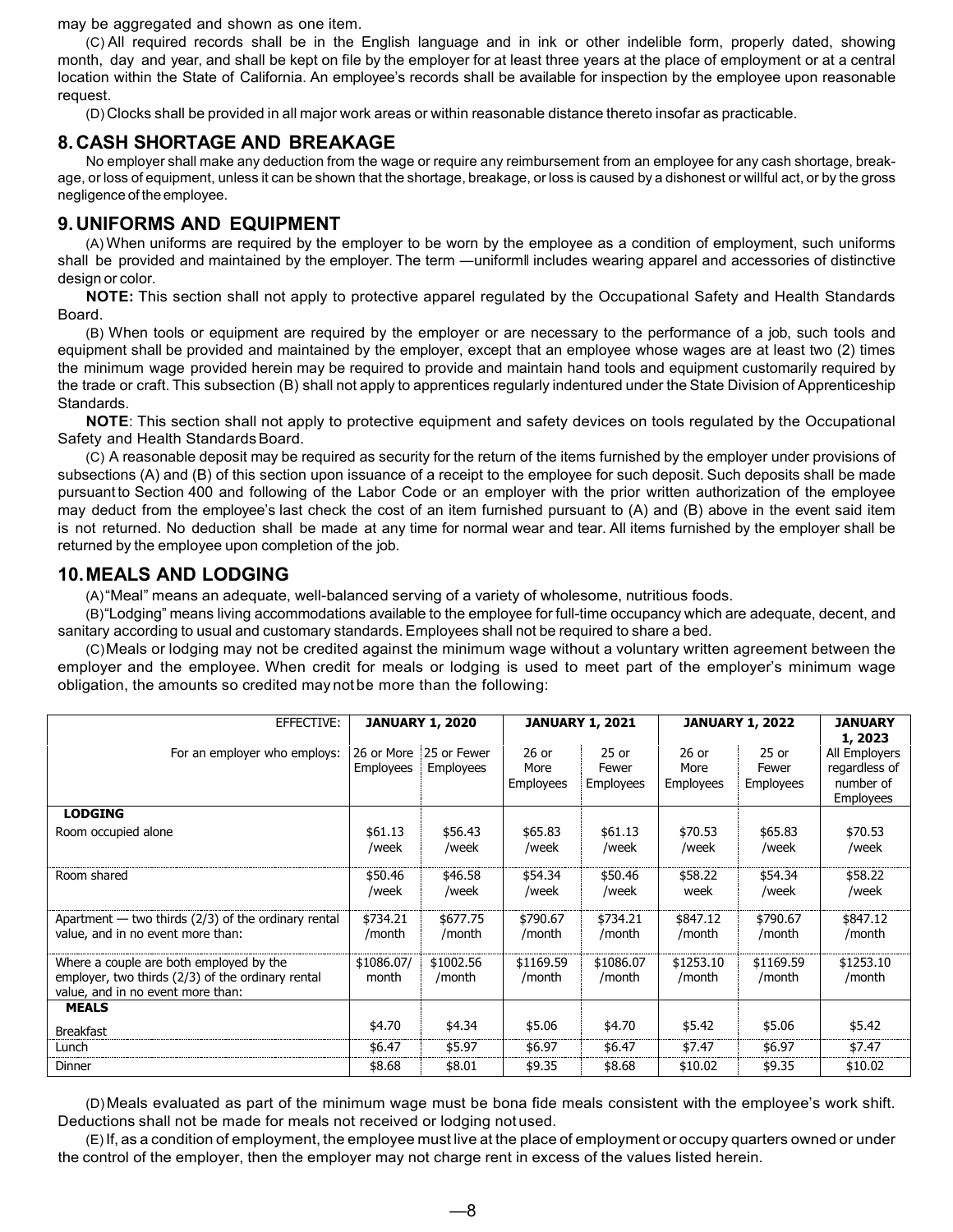may be aggregated and shown as one item.

(C) All required records shall be in the English language and in ink or other indelible form, properly dated, showing month, day and year, and shall be kept on file by the employer for at least three years at the place of employment or at a central location within the State of California. An employee's records shall be available for inspection by the employee upon reasonable request.

(D) Clocks shall be provided in all major work areas or within reasonable distance thereto insofar as practicable.

## 8. CASH SHORTAGE AND BREAKAGE

No employer shall make any deduction from the wage or require any reimbursement from an employee for any cash shortage, breakage, or loss of equipment, unless it can be shown that the shortage, breakage, or loss is caused by a dishonest or willful act, or by the gross negligence of the employee.

## 9. UNIFORMS AND EQUIPMENT

(A) When uniforms are required by the employer to be worn by the employee as a condition of employment, such uniforms shall be provided and maintained by the employer. The term —uniform‖ includes wearing apparel and accessories of distinctive design or color.

**NOTE:** This section shall not apply to protective apparel regulated by the Occupational Safety and Health Standards Board.

(B) When tools or equipment are required by the employer or are necessary to the performance of a job, such tools and equipment shall be provided and maintained by the employer, except that an employee whose wages are at least two (2) times the minimum wage provided herein may be required to provide and maintain hand tools and equipment customarily required by the trade or craft. This subsection (B) shall not apply to apprentices regularly indentured under the State Division of Apprenticeship Standards.

**NOTE**: This section shall not apply to protective equipment and safety devices on tools regulated by the Occupational Safety and Health Standards Board.

(C) A reasonable deposit may be required as security for the return of the items furnished by the employer under provisions of subsections (A) and (B) of this section upon issuance of a receipt to the employee for such deposit. Such deposits shall be made pursuant to Section 400 and following of the Labor Code or an employer with the prior written authorization of the employee may deduct from the employee's last check the cost of an item furnished pursuant to (A) and (B) above in the event said item is not returned. No deduction shall be made at any time for normal wear and tear. All items furnished by the employer shall be returned by the employee upon completion of the job.

## 10. MEALS AND LODGING

(A) "Meal" means an adequate, well-balanced serving of a variety of wholesome, nutritious foods.

(B) "Lodging" means living accommodations available to the employee for full-time occupancy which are adequate, decent, and sanitary according to usual and customary standards. Employees shall not be required to share a bed.

(C) Meals or lodging may not be credited against the minimum wage without a voluntary written agreement between the employer and the employee. When credit for meals or lodging is used to meet part of the employer's minimum wage obligation, the amounts so credited may not be more than the following:

| EFFECTIVE: | JANUARY 1, 2020 | | JANUARY 1, 2021 | | JANUARY 1, 2022 | | JANUARY 1, 2023 |
|---|---|---|---|---|---|---|---|
| For an employer who employs: | 26 or More Employees | 25 or Fewer Employees | 26 or More Employees | 25 or Fewer Employees | 26 or More Employees | 25 or Fewer Employees | All Employers regardless of number of Employees |
| **LODGING** | | | | | | | |
| Room occupied alone | $61.13 /week | $56.43 /week | $65.83 /week | $61.13 /week | $70.53 /week | $65.83 /week | $70.53 /week |
| Room shared | $50.46 /week | $46.58 /week | $54.34 /week | $50.46 /week | $58.22 week | $54.34 /week | $58.22 /week |
| Apartment — two thirds (2/3) of the ordinary rental value, and in no event more than: | $734.21 /month | $677.75 /month | $790.67 /month | $734.21 /month | $847.12 /month | $790.67 /month | $847.12 /month |
| Where a couple are both employed by the employer, two thirds (2/3) of the ordinary rental value, and in no event more than: | $1086.07/ month | $1002.56 /month | $1169.59 /month | $1086.07 /month | $1253.10 /month | $1169.59 /month | $1253.10 /month |
| **MEALS** | | | | | | | |
| Breakfast | $4.70 | $4.34 | $5.06 | $4.70 | $5.42 | $5.06 | $5.42 |
| Lunch | $6.47 | $5.97 | $6.97 | $6.47 | $7.47 | $6.97 | $7.47 |
| Dinner | $8.68 | $8.01 | $9.35 | $8.68 | $10.02 | $9.35 | $10.02 |

(D) Meals evaluated as part of the minimum wage must be bona fide meals consistent with the employee's work shift. Deductions shall not be made for meals not received or lodging not used.

(E) If, as a condition of employment, the employee must live at the place of employment or occupy quarters owned or under the control of the employer, then the employer may not charge rent in excess of the values listed herein.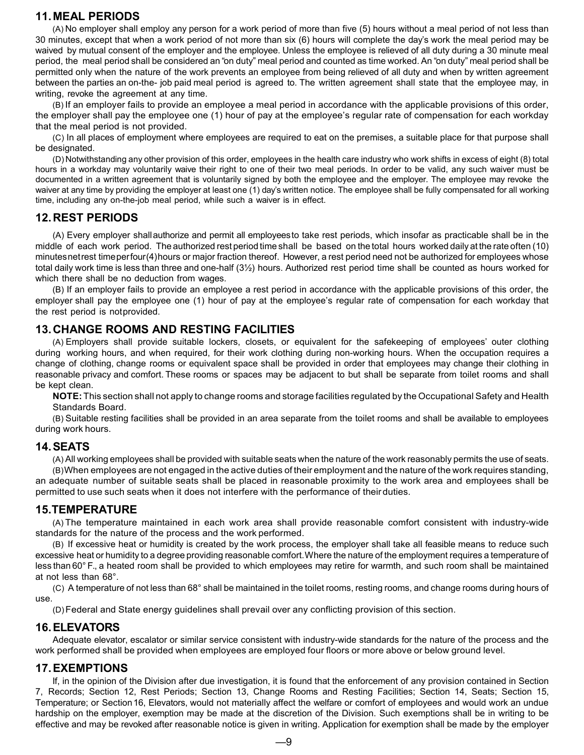## 11. MEAL PERIODS

(A) No employer shall employ any person for a work period of more than five (5) hours without a meal period of not less than 30 minutes, except that when a work period of not more than six (6) hours will complete the day's work the meal period may be waived by mutual consent of the employer and the employee. Unless the employee is relieved of all duty during a 30 minute meal period, the meal period shall be considered an "on duty" meal period and counted as time worked. An "on duty" meal period shall be permitted only when the nature of the work prevents an employee from being relieved of all duty and when by written agreement between the parties an on-the- job paid meal period is agreed to. The written agreement shall state that the employee may, in writing, revoke the agreement at any time.

(B) If an employer fails to provide an employee a meal period in accordance with the applicable provisions of this order, the employer shall pay the employee one (1) hour of pay at the employee's regular rate of compensation for each workday that the meal period is not provided.

(C) In all places of employment where employees are required to eat on the premises, a suitable place for that purpose shall be designated.

(D) Notwithstanding any other provision of this order, employees in the health care industry who work shifts in excess of eight (8) total hours in a workday may voluntarily waive their right to one of their two meal periods. In order to be valid, any such waiver must be documented in a written agreement that is voluntarily signed by both the employee and the employer. The employee may revoke the waiver at any time by providing the employer at least one (1) day's written notice. The employee shall be fully compensated for all working time, including any on-the-job meal period, while such a waiver is in effect.

## 12. REST PERIODS

(A) Every employer shall authorize and permit all employees to take rest periods, which insofar as practicable shall be in the middle of each work period. The authorized rest period time shall be based on the total hours worked daily at the rate of ten (10) minutes net rest time per four (4) hours or major fraction thereof. However, a rest period need not be authorized for employees whose total daily work time is less than three and one-half (3½) hours. Authorized rest period time shall be counted as hours worked for which there shall be no deduction from wages.

(B) If an employer fails to provide an employee a rest period in accordance with the applicable provisions of this order, the employer shall pay the employee one (1) hour of pay at the employee's regular rate of compensation for each workday that the rest period is not provided.

## 13. CHANGE ROOMS AND RESTING FACILITIES

(A) Employers shall provide suitable lockers, closets, or equivalent for the safekeeping of employees' outer clothing during working hours, and when required, for their work clothing during non-working hours. When the occupation requires a change of clothing, change rooms or equivalent space shall be provided in order that employees may change their clothing in reasonable privacy and comfort. These rooms or spaces may be adjacent to but shall be separate from toilet rooms and shall be kept clean.

**NOTE:** This section shall not apply to change rooms and storage facilities regulated by the Occupational Safety and Health Standards Board.

(B) Suitable resting facilities shall be provided in an area separate from the toilet rooms and shall be available to employees during work hours.

## 14. SEATS

(A) All working employees shall be provided with suitable seats when the nature of the work reasonably permits the use of seats.

(B) When employees are not engaged in the active duties of their employment and the nature of the work requires standing, an adequate number of suitable seats shall be placed in reasonable proximity to the work area and employees shall be permitted to use such seats when it does not interfere with the performance of their duties.

## 15. TEMPERATURE

(A) The temperature maintained in each work area shall provide reasonable comfort consistent with industry-wide standards for the nature of the process and the work performed.

(B) If excessive heat or humidity is created by the work process, the employer shall take all feasible means to reduce such excessive heat or humidity to a degree providing reasonable comfort. Where the nature of the employment requires a temperature of less than 60° F., a heated room shall be provided to which employees may retire for warmth, and such room shall be maintained at not less than 68°.

(C) A temperature of not less than 68° shall be maintained in the toilet rooms, resting rooms, and change rooms during hours of use.

(D) Federal and State energy guidelines shall prevail over any conflicting provision of this section.

## 16. ELEVATORS

Adequate elevator, escalator or similar service consistent with industry-wide standards for the nature of the process and the work performed shall be provided when employees are employed four floors or more above or below ground level.

## 17. EXEMPTIONS

If, in the opinion of the Division after due investigation, it is found that the enforcement of any provision contained in Section 7, Records; Section 12, Rest Periods; Section 13, Change Rooms and Resting Facilities; Section 14, Seats; Section 15, Temperature; or Section 16, Elevators, would not materially affect the welfare or comfort of employees and would work an undue hardship on the employer, exemption may be made at the discretion of the Division. Such exemptions shall be in writing to be effective and may be revoked after reasonable notice is given in writing. Application for exemption shall be made by the employer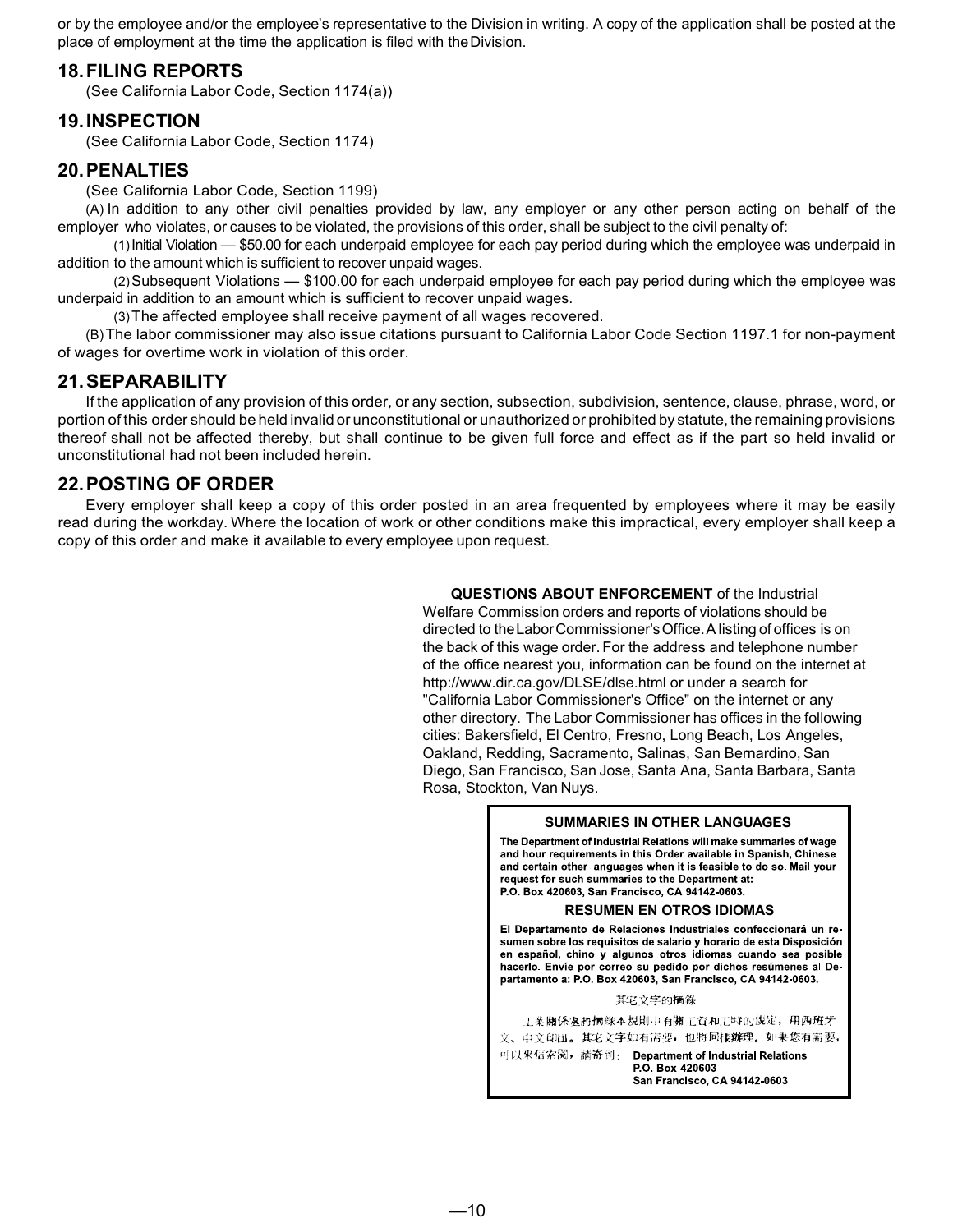or by the employee and/or the employee's representative to the Division in writing. A copy of the application shall be posted at the place of employment at the time the application is filed with the Division.

## 18. FILING REPORTS

(See California Labor Code, Section 1174(a))

## 19. INSPECTION

(See California Labor Code, Section 1174)

## 20. PENALTIES

(See California Labor Code, Section 1199)

(A) In addition to any other civil penalties provided by law, any employer or any other person acting on behalf of the employer who violates, or causes to be violated, the provisions of this order, shall be subject to the civil penalty of:

(1) Initial Violation — $50.00 for each underpaid employee for each pay period during which the employee was underpaid in addition to the amount which is sufficient to recover unpaid wages.

(2) Subsequent Violations — $100.00 for each underpaid employee for each pay period during which the employee was underpaid in addition to an amount which is sufficient to recover unpaid wages.

(3) The affected employee shall receive payment of all wages recovered.

(B) The labor commissioner may also issue citations pursuant to California Labor Code Section 1197.1 for non-payment of wages for overtime work in violation of this order.

## 21. SEPARABILITY

If the application of any provision of this order, or any section, subsection, subdivision, sentence, clause, phrase, word, or portion of this order should be held invalid or unconstitutional or unauthorized or prohibited by statute, the remaining provisions thereof shall not be affected thereby, but shall continue to be given full force and effect as if the part so held invalid or unconstitutional had not been included herein.

## 22. POSTING OF ORDER

Every employer shall keep a copy of this order posted in an area frequented by employees where it may be easily read during the workday. Where the location of work or other conditions make this impractical, every employer shall keep a copy of this order and make it available to every employee upon request.

**QUESTIONS ABOUT ENFORCEMENT** of the Industrial Welfare Commission orders and reports of violations should be directed to the Labor Commissioner's Office. A listing of offices is on the back of this wage order. For the address and telephone number of the office nearest you, information can be found on the internet at http://www.dir.ca.gov/DLSE/dlse.html or under a search for "California Labor Commissioner's Office" on the internet or any other directory. The Labor Commissioner has offices in the following cities: Bakersfield, El Centro, Fresno, Long Beach, Los Angeles, Oakland, Redding, Sacramento, Salinas, San Bernardino, San Diego, San Francisco, San Jose, Santa Ana, Santa Barbara, Santa Rosa, Stockton, Van Nuys.

**SUMMARIES IN OTHER LANGUAGES**

**The Department of Industrial Relations will make summaries of wage and hour requirements in this Order available in Spanish, Chinese and certain other languages when it is feasible to do so. Mail your request for such summaries to the Department at: P.O. Box 420603, San Francisco, CA 94142-0603.**

**RESUMEN EN OTROS IDIOMAS**

**El Departamento de Relaciones Industriales confeccionará un resumen sobre los requisitos de salario y horario de esta Disposición en español, chino y algunos otros idiomas cuando sea posible hacerlo. Envíe por correo su pedido por dichos resúmenes al Departamento a: P.O. Box 420603, San Francisco, CA 94142-0603.**

其它文字的摘錄

工業關係處將摘錄本規則中有關工資和工時的規定，用西班牙文、中文印出。其它文字如有需要，也將同樣辦理。如果您有需要，可以來信索閱，請寄到：**Department of Industrial Relations P.O. Box 420603 San Francisco, CA 94142-0603**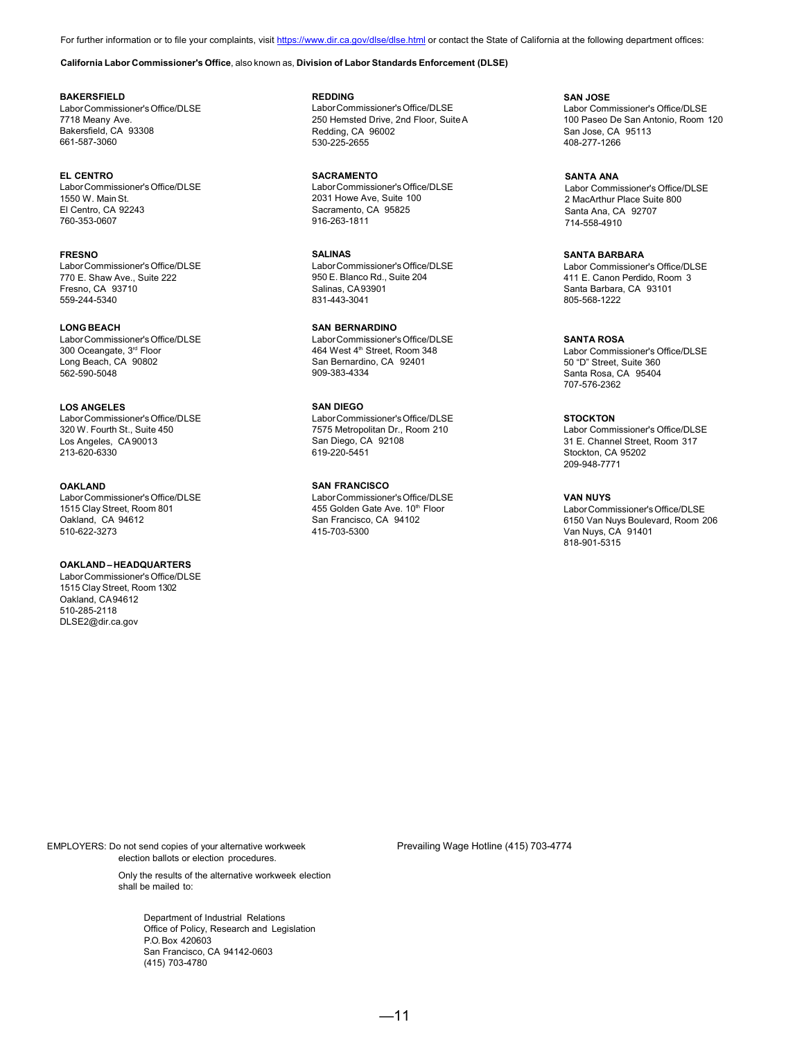For further information or to file your complaints, visit https://www.dir.ca.gov/dlse/dlse.html or contact the State of California at the following department offices:

**California Labor Commissioner's Office**, also known as, **Division of Labor Standards Enforcement (DLSE)**

**BAKERSFIELD**
Labor Commissioner's Office/DLSE
7718 Meany Ave.
Bakersfield, CA 93308
661-587-3060

**EL CENTRO**
Labor Commissioner's Office/DLSE
1550 W. Main St.
El Centro, CA 92243
760-353-0607

**FRESNO**
Labor Commissioner's Office/DLSE
770 E. Shaw Ave., Suite 222
Fresno, CA 93710
559-244-5340

**LONG BEACH**
Labor Commissioner's Office/DLSE
300 Oceangate, 3rd Floor
Long Beach, CA 90802
562-590-5048

**LOS ANGELES**
Labor Commissioner's Office/DLSE
320 W. Fourth St., Suite 450
Los Angeles, CA 90013
213-620-6330

**OAKLAND**
Labor Commissioner's Office/DLSE
1515 Clay Street, Room 801
Oakland, CA 94612
510-622-3273

**OAKLAND – HEADQUARTERS**
Labor Commissioner's Office/DLSE
1515 Clay Street, Room 1302
Oakland, CA 94612
510-285-2118
DLSE2@dir.ca.gov

**REDDING**
Labor Commissioner's Office/DLSE
250 Hemsted Drive, 2nd Floor, Suite A
Redding, CA 96002
530-225-2655

**SACRAMENTO**
Labor Commissioner's Office/DLSE
2031 Howe Ave, Suite 100
Sacramento, CA 95825
916-263-1811

**SALINAS**
Labor Commissioner's Office/DLSE
950 E. Blanco Rd., Suite 204
Salinas, CA 93901
831-443-3041

**SAN BERNARDINO**
Labor Commissioner's Office/DLSE
464 West 4th Street, Room 348
San Bernardino, CA 92401
909-383-4334

**SAN DIEGO**
Labor Commissioner's Office/DLSE
7575 Metropolitan Dr., Room 210
San Diego, CA 92108
619-220-5451

**SAN FRANCISCO**
Labor Commissioner's Office/DLSE
455 Golden Gate Ave. 10th Floor
San Francisco, CA 94102
415-703-5300

**SAN JOSE**
Labor Commissioner's Office/DLSE
100 Paseo De San Antonio, Room 120
San Jose, CA 95113
408-277-1266

**SANTA ANA**
Labor Commissioner's Office/DLSE
2 MacArthur Place Suite 800
Santa Ana, CA 92707
714-558-4910

**SANTA BARBARA**
Labor Commissioner's Office/DLSE
411 E. Canon Perdido, Room 3
Santa Barbara, CA 93101
805-568-1222

**SANTA ROSA**
Labor Commissioner's Office/DLSE
50 "D" Street, Suite 360
Santa Rosa, CA 95404
707-576-2362

**STOCKTON**
Labor Commissioner's Office/DLSE
31 E. Channel Street, Room 317
Stockton, CA 95202
209-948-7771

**VAN NUYS**
Labor Commissioner's Office/DLSE
6150 Van Nuys Boulevard, Room 206
Van Nuys, CA 91401
818-901-5315

EMPLOYERS: Do not send copies of your alternative workweek election ballots or election procedures.

Only the results of the alternative workweek election shall be mailed to:

Department of Industrial Relations
Office of Policy, Research and Legislation
P.O. Box 420603
San Francisco, CA 94142-0603
(415) 703-4780

Prevailing Wage Hotline (415) 703-4774